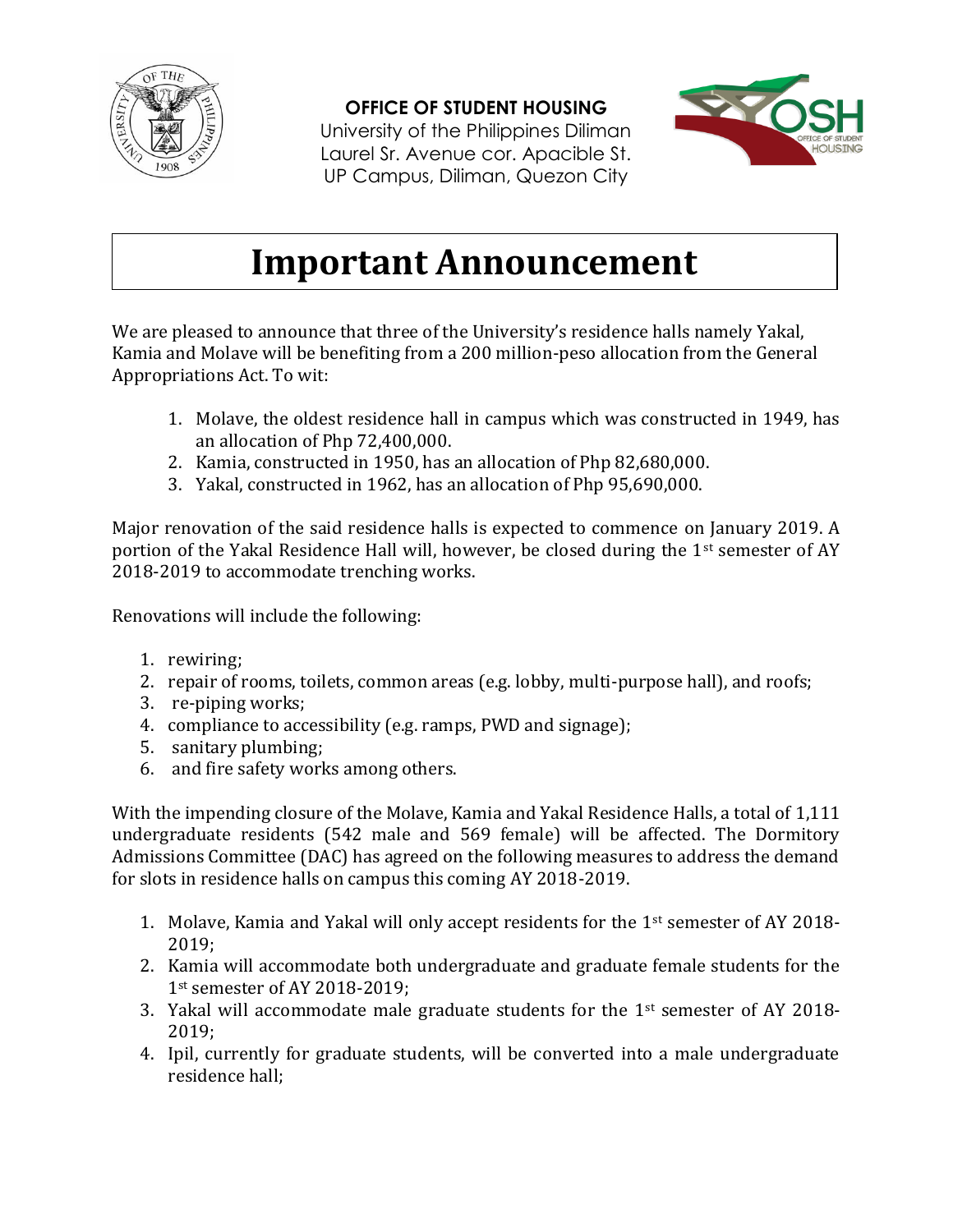**OFFICE OF STUDENT HOUSING**
University of the Philippines Diliman
Laurel Sr. Avenue cor. Apacible St.
UP Campus, Diliman, Quezon City

# Important Announcement

We are pleased to announce that three of the University's residence halls namely Yakal, Kamia and Molave will be benefiting from a 200 million-peso allocation from the General Appropriations Act. To wit:

1. Molave, the oldest residence hall in campus which was constructed in 1949, has an allocation of Php 72,400,000.
2. Kamia, constructed in 1950, has an allocation of Php 82,680,000.
3. Yakal, constructed in 1962, has an allocation of Php 95,690,000.

Major renovation of the said residence halls is expected to commence on January 2019. A portion of the Yakal Residence Hall will, however, be closed during the 1st semester of AY 2018-2019 to accommodate trenching works.

Renovations will include the following:

1. rewiring;
2. repair of rooms, toilets, common areas (e.g. lobby, multi-purpose hall), and roofs;
3. re-piping works;
4. compliance to accessibility (e.g. ramps, PWD and signage);
5. sanitary plumbing;
6. and fire safety works among others.

With the impending closure of the Molave, Kamia and Yakal Residence Halls, a total of 1,111 undergraduate residents (542 male and 569 female) will be affected. The Dormitory Admissions Committee (DAC) has agreed on the following measures to address the demand for slots in residence halls on campus this coming AY 2018-2019.

1. Molave, Kamia and Yakal will only accept residents for the 1st semester of AY 2018-2019;
2. Kamia will accommodate both undergraduate and graduate female students for the 1st semester of AY 2018-2019;
3. Yakal will accommodate male graduate students for the 1st semester of AY 2018-2019;
4. Ipil, currently for graduate students, will be converted into a male undergraduate residence hall;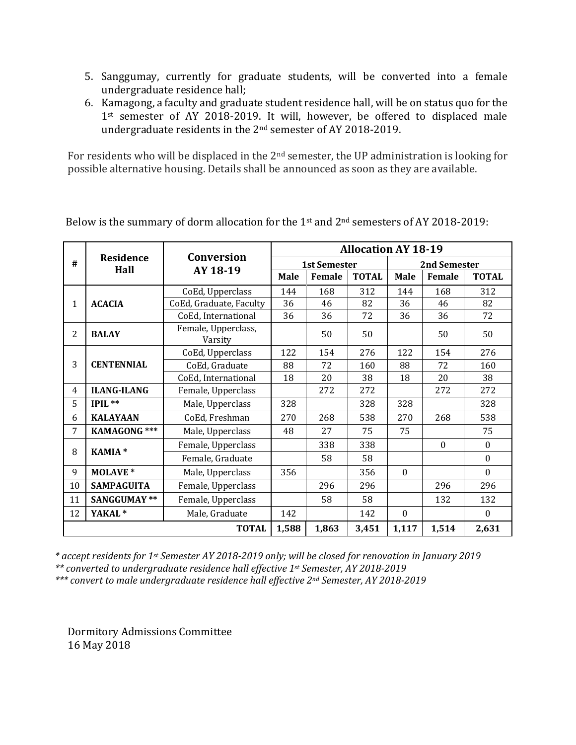5. Sanggumay, currently for graduate students, will be converted into a female undergraduate residence hall;
6. Kamagong, a faculty and graduate student residence hall, will be on status quo for the 1st semester of AY 2018-2019. It will, however, be offered to displaced male undergraduate residents in the 2nd semester of AY 2018-2019.

For residents who will be displaced in the 2nd semester, the UP administration is looking for possible alternative housing. Details shall be announced as soon as they are available.

Below is the summary of dorm allocation for the 1st and 2nd semesters of AY 2018-2019:

| # | Residence Hall | Conversion AY 18-19 | Allocation AY 18-19 | | | | | |
|---|---|---|---|---|---|---|---|---|
| | | | 1st Semester | | | 2nd Semester | | |
| | | | Male | Female | TOTAL | Male | Female | TOTAL |
| 1 | **ACACIA** | CoEd, Upperclass | 144 | 168 | 312 | 144 | 168 | 312 |
| | | CoEd, Graduate, Faculty | 36 | 46 | 82 | 36 | 46 | 82 |
| | | CoEd, International | 36 | 36 | 72 | 36 | 36 | 72 |
| 2 | **BALAY** | Female, Upperclass, Varsity | | 50 | 50 | | 50 | 50 |
| 3 | **CENTENNIAL** | CoEd, Upperclass | 122 | 154 | 276 | 122 | 154 | 276 |
| | | CoEd, Graduate | 88 | 72 | 160 | 88 | 72 | 160 |
| | | CoEd, International | 18 | 20 | 38 | 18 | 20 | 38 |
| 4 | **ILANG-ILANG** | Female, Upperclass | | 272 | 272 | | 272 | 272 |
| 5 | **IPIL** ** | Male, Upperclass | 328 | | 328 | 328 | | 328 |
| 6 | **KALAYAAN** | CoEd, Freshman | 270 | 268 | 538 | 270 | 268 | 538 |
| 7 | **KAMAGONG** *** | Male, Upperclass | 48 | 27 | 75 | 75 | | 75 |
| 8 | **KAMIA** * | Female, Upperclass | | 338 | 338 | | 0 | 0 |
| | | Female, Graduate | | 58 | 58 | | | 0 |
| 9 | **MOLAVE** * | Male, Upperclass | 356 | | 356 | 0 | | 0 |
| 10 | **SAMPAGUITA** | Female, Upperclass | | 296 | 296 | | 296 | 296 |
| 11 | **SANGGUMAY** ** | Female, Upperclass | | 58 | 58 | | 132 | 132 |
| 12 | **YAKAL** * | Male, Graduate | 142 | | 142 | 0 | | 0 |
| | | **TOTAL** | **1,588** | **1,863** | **3,451** | **1,117** | **1,514** | **2,631** |

*\* accept residents for 1st Semester AY 2018-2019 only; will be closed for renovation in January 2019*
*\*\* converted to undergraduate residence hall effective 1st Semester, AY 2018-2019*
*\*\*\* convert to male undergraduate residence hall effective 2nd Semester, AY 2018-2019*

Dormitory Admissions Committee
16 May 2018